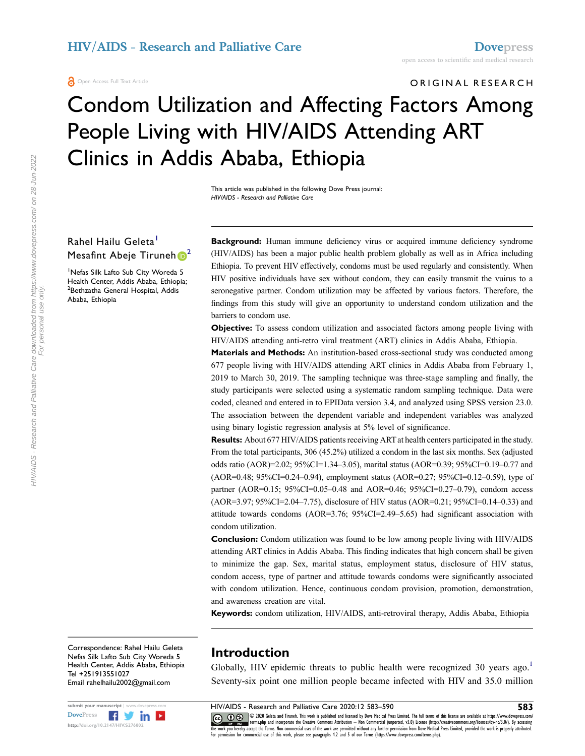ORIGINAL RESEARCH

# Condom Utilization and Affecting Factors Among People Living with HIV/AIDS Attending ART Clinics in Addis Ababa, Ethiopia

This article was published in the following Dove Press journal:
*HIV/AIDS - Research and Palliative Care*

Rahel Hailu Geleta[1]
Mesafint Abeje Tiruneh[2]

[1]Nefas Silk Lafto Sub City Woreda 5 Health Center, Addis Ababa, Ethiopia; [2]Bethzatha General Hospital, Addis Ababa, Ethiopia

**Background:** Human immune deficiency virus or acquired immune deficiency syndrome (HIV/AIDS) has been a major public health problem globally as well as in Africa including Ethiopia. To prevent HIV effectively, condoms must be used regularly and consistently. When HIV positive individuals have sex without condom, they can easily transmit the vuirus to a seronegative partner. Condom utilization may be affected by various factors. Therefore, the findings from this study will give an opportunity to understand condom utilization and the barriers to condom use.

**Objective:** To assess condom utilization and associated factors among people living with HIV/AIDS attending anti-retro viral treatment (ART) clinics in Addis Ababa, Ethiopia.

**Materials and Methods:** An institution-based cross-sectional study was conducted among 677 people living with HIV/AIDS attending ART clinics in Addis Ababa from February 1, 2019 to March 30, 2019. The sampling technique was three-stage sampling and finally, the study participants were selected using a systematic random sampling technique. Data were coded, cleaned and entered in to EPIData version 3.4, and analyzed using SPSS version 23.0. The association between the dependent variable and independent variables was analyzed using binary logistic regression analysis at 5% level of significance.

**Results:** About 677 HIV/AIDS patients receiving ART at health centers participated in the study. From the total participants, 306 (45.2%) utilized a condom in the last six months. Sex (adjusted odds ratio (AOR)=2.02; 95%CI=1.34–3.05), marital status (AOR=0.39; 95%CI=0.19–0.77 and (AOR=0.48; 95%CI=0.24–0.94), employment status (AOR=0.27; 95%CI=0.12–0.59), type of partner (AOR=0.15; 95%CI=0.05–0.48 and AOR=0.46; 95%CI=0.27–0.79), condom access (AOR=3.97; 95%CI=2.04–7.75), disclosure of HIV status (AOR=0.21; 95%CI=0.14–0.33) and attitude towards condoms (AOR=3.76; 95%CI=2.49–5.65) had significant association with condom utilization.

**Conclusion:** Condom utilization was found to be low among people living with HIV/AIDS attending ART clinics in Addis Ababa. This finding indicates that high concern shall be given to minimize the gap. Sex, marital status, employment status, disclosure of HIV status, condom access, type of partner and attitude towards condoms were significantly associated with condom utilization. Hence, continuous condom provision, promotion, demonstration, and awareness creation are vital.

**Keywords:** condom utilization, HIV/AIDS, anti-retroviral therapy, Addis Ababa, Ethiopia

Correspondence: Rahel Hailu Geleta
Nefas Silk Lafto Sub City Woreda 5 Health Center, Addis Ababa, Ethiopia
Tel +251913551027
Email rahelhailu2002@gmail.com

## Introduction

Globally, HIV epidemic threats to public health were recognized 30 years ago.[1] Seventy-six point one million people became infected with HIV and 35.0 million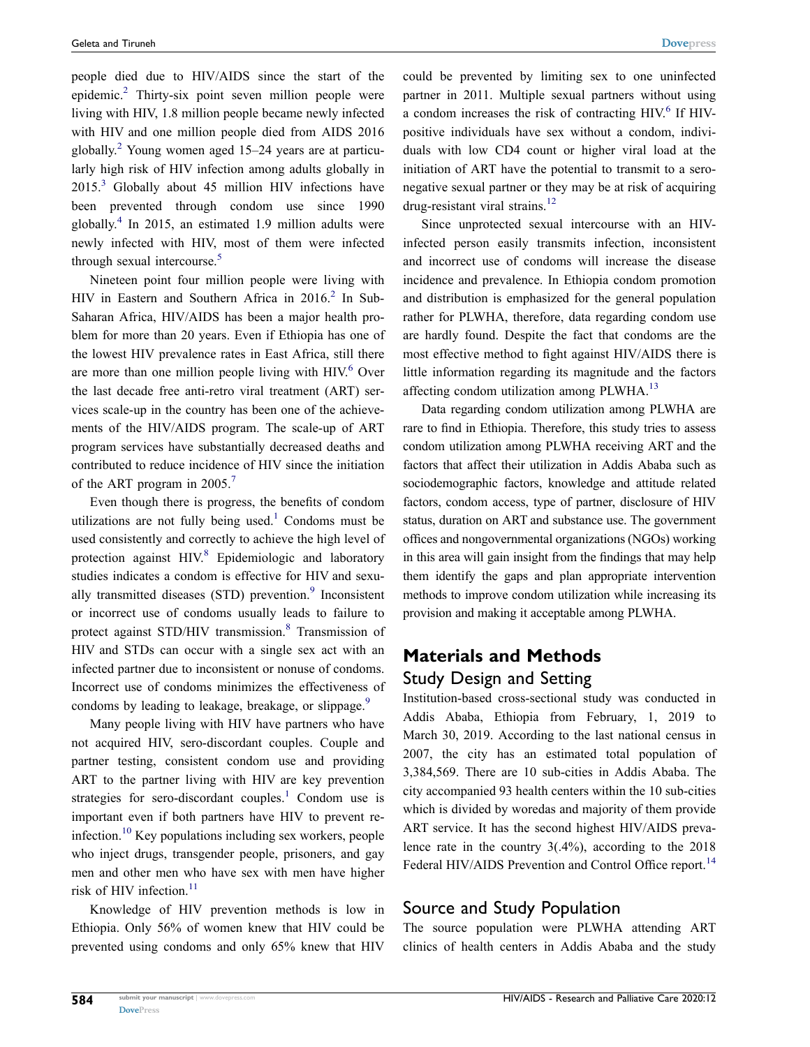people died due to HIV/AIDS since the start of the epidemic.[2] Thirty-six point seven million people were living with HIV, 1.8 million people became newly infected with HIV and one million people died from AIDS 2016 globally.[2] Young women aged 15–24 years are at particularly high risk of HIV infection among adults globally in 2015.[3] Globally about 45 million HIV infections have been prevented through condom use since 1990 globally.[4] In 2015, an estimated 1.9 million adults were newly infected with HIV, most of them were infected through sexual intercourse.[5]

Nineteen point four million people were living with HIV in Eastern and Southern Africa in 2016.[2] In Sub-Saharan Africa, HIV/AIDS has been a major health problem for more than 20 years. Even if Ethiopia has one of the lowest HIV prevalence rates in East Africa, still there are more than one million people living with HIV.[6] Over the last decade free anti-retro viral treatment (ART) services scale-up in the country has been one of the achievements of the HIV/AIDS program. The scale-up of ART program services have substantially decreased deaths and contributed to reduce incidence of HIV since the initiation of the ART program in 2005.[7]

Even though there is progress, the benefits of condom utilizations are not fully being used.[1] Condoms must be used consistently and correctly to achieve the high level of protection against HIV.[8] Epidemiologic and laboratory studies indicates a condom is effective for HIV and sexually transmitted diseases (STD) prevention.[9] Inconsistent or incorrect use of condoms usually leads to failure to protect against STD/HIV transmission.[8] Transmission of HIV and STDs can occur with a single sex act with an infected partner due to inconsistent or nonuse of condoms. Incorrect use of condoms minimizes the effectiveness of condoms by leading to leakage, breakage, or slippage.[9]

Many people living with HIV have partners who have not acquired HIV, sero-discordant couples. Couple and partner testing, consistent condom use and providing ART to the partner living with HIV are key prevention strategies for sero-discordant couples.[1] Condom use is important even if both partners have HIV to prevent re-infection.[10] Key populations including sex workers, people who inject drugs, transgender people, prisoners, and gay men and other men who have sex with men have higher risk of HIV infection.[11]

Knowledge of HIV prevention methods is low in Ethiopia. Only 56% of women knew that HIV could be prevented using condoms and only 65% knew that HIV could be prevented by limiting sex to one uninfected partner in 2011. Multiple sexual partners without using a condom increases the risk of contracting HIV.[6] If HIV-positive individuals have sex without a condom, individuals with low CD4 count or higher viral load at the initiation of ART have the potential to transmit to a sero-negative sexual partner or they may be at risk of acquiring drug-resistant viral strains.[12]

Since unprotected sexual intercourse with an HIV-infected person easily transmits infection, inconsistent and incorrect use of condoms will increase the disease incidence and prevalence. In Ethiopia condom promotion and distribution is emphasized for the general population rather for PLWHA, therefore, data regarding condom use are hardly found. Despite the fact that condoms are the most effective method to fight against HIV/AIDS there is little information regarding its magnitude and the factors affecting condom utilization among PLWHA.[13]

Data regarding condom utilization among PLWHA are rare to find in Ethiopia. Therefore, this study tries to assess condom utilization among PLWHA receiving ART and the factors that affect their utilization in Addis Ababa such as sociodemographic factors, knowledge and attitude related factors, condom access, type of partner, disclosure of HIV status, duration on ART and substance use. The government offices and nongovernmental organizations (NGOs) working in this area will gain insight from the findings that may help them identify the gaps and plan appropriate intervention methods to improve condom utilization while increasing its provision and making it acceptable among PLWHA.

# Materials and Methods

## Study Design and Setting

Institution-based cross-sectional study was conducted in Addis Ababa, Ethiopia from February, 1, 2019 to March 30, 2019. According to the last national census in 2007, the city has an estimated total population of 3,384,569. There are 10 sub-cities in Addis Ababa. The city accompanied 93 health centers within the 10 sub-cities which is divided by woredas and majority of them provide ART service. It has the second highest HIV/AIDS prevalence rate in the country 3(.4%), according to the 2018 Federal HIV/AIDS Prevention and Control Office report.[14]

## Source and Study Population

The source population were PLWHA attending ART clinics of health centers in Addis Ababa and the study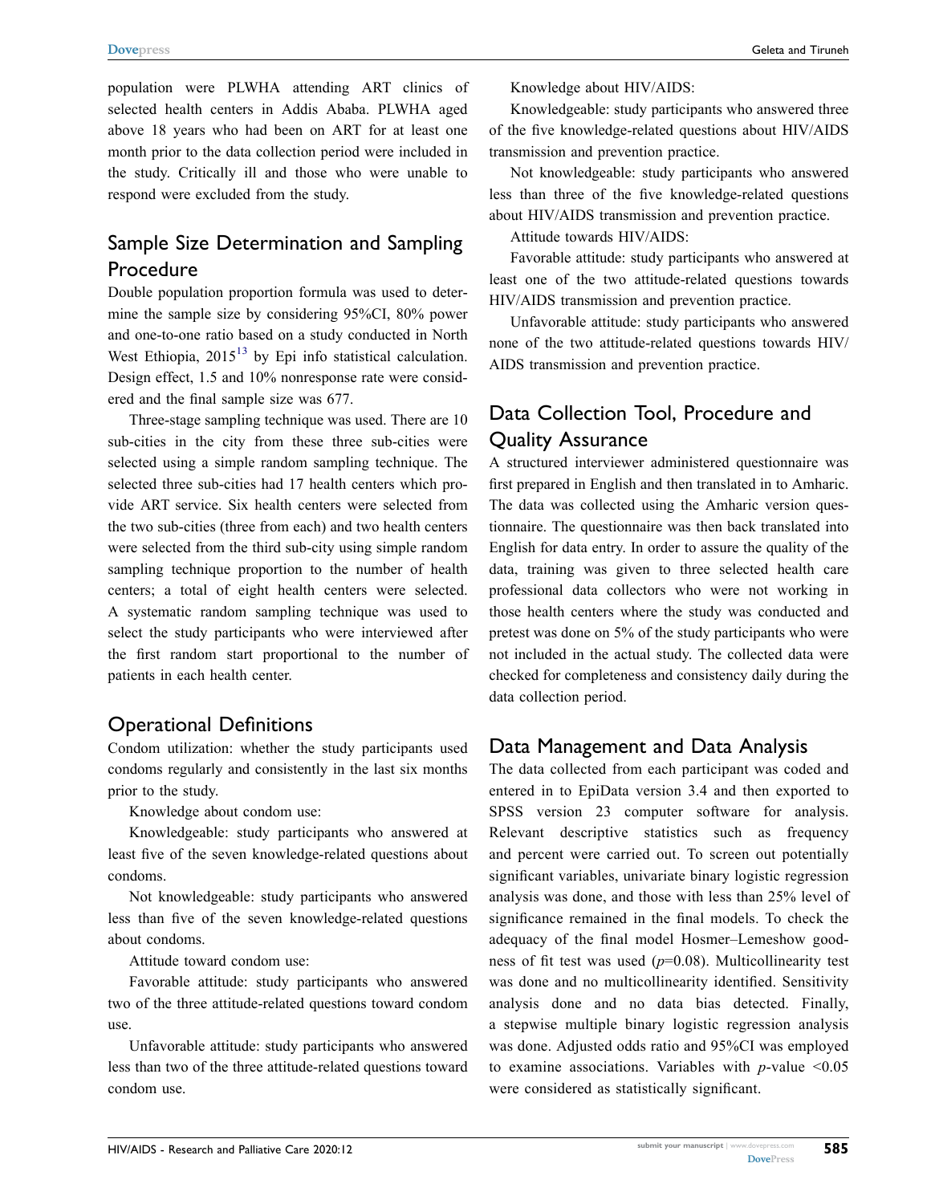population were PLWHA attending ART clinics of selected health centers in Addis Ababa. PLWHA aged above 18 years who had been on ART for at least one month prior to the data collection period were included in the study. Critically ill and those who were unable to respond were excluded from the study.

## Sample Size Determination and Sampling Procedure

Double population proportion formula was used to determine the sample size by considering 95%CI, 80% power and one-to-one ratio based on a study conducted in North West Ethiopia, 2015[13] by Epi info statistical calculation. Design effect, 1.5 and 10% nonresponse rate were considered and the final sample size was 677.

Three-stage sampling technique was used. There are 10 sub-cities in the city from these three sub-cities were selected using a simple random sampling technique. The selected three sub-cities had 17 health centers which provide ART service. Six health centers were selected from the two sub-cities (three from each) and two health centers were selected from the third sub-city using simple random sampling technique proportion to the number of health centers; a total of eight health centers were selected. A systematic random sampling technique was used to select the study participants who were interviewed after the first random start proportional to the number of patients in each health center.

## Operational Definitions

Condom utilization: whether the study participants used condoms regularly and consistently in the last six months prior to the study.

Knowledge about condom use:

Knowledgeable: study participants who answered at least five of the seven knowledge-related questions about condoms.

Not knowledgeable: study participants who answered less than five of the seven knowledge-related questions about condoms.

Attitude toward condom use:

Favorable attitude: study participants who answered two of the three attitude-related questions toward condom use.

Unfavorable attitude: study participants who answered less than two of the three attitude-related questions toward condom use.

Knowledge about HIV/AIDS:

Knowledgeable: study participants who answered three of the five knowledge-related questions about HIV/AIDS transmission and prevention practice.

Not knowledgeable: study participants who answered less than three of the five knowledge-related questions about HIV/AIDS transmission and prevention practice.

Attitude towards HIV/AIDS:

Favorable attitude: study participants who answered at least one of the two attitude-related questions towards HIV/AIDS transmission and prevention practice.

Unfavorable attitude: study participants who answered none of the two attitude-related questions towards HIV/AIDS transmission and prevention practice.

## Data Collection Tool, Procedure and Quality Assurance

A structured interviewer administered questionnaire was first prepared in English and then translated in to Amharic. The data was collected using the Amharic version questionnaire. The questionnaire was then back translated into English for data entry. In order to assure the quality of the data, training was given to three selected health care professional data collectors who were not working in those health centers where the study was conducted and pretest was done on 5% of the study participants who were not included in the actual study. The collected data were checked for completeness and consistency daily during the data collection period.

## Data Management and Data Analysis

The data collected from each participant was coded and entered in to EpiData version 3.4 and then exported to SPSS version 23 computer software for analysis. Relevant descriptive statistics such as frequency and percent were carried out. To screen out potentially significant variables, univariate binary logistic regression analysis was done, and those with less than 25% level of significance remained in the final models. To check the adequacy of the final model Hosmer–Lemeshow goodness of fit test was used ($p$=0.08). Multicollinearity test was done and no multicollinearity identified. Sensitivity analysis done and no data bias detected. Finally, a stepwise multiple binary logistic regression analysis was done. Adjusted odds ratio and 95%CI was employed to examine associations. Variables with $p$-value <0.05 were considered as statistically significant.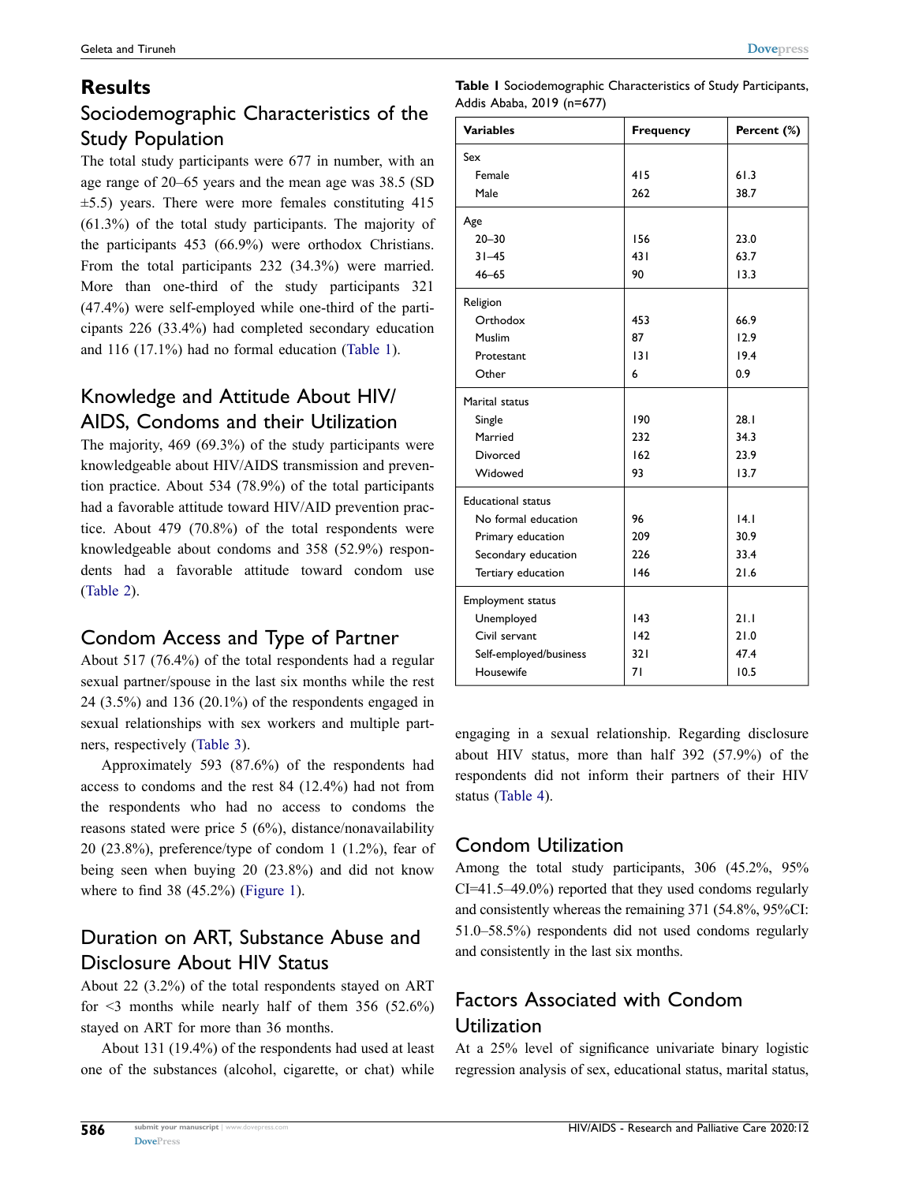## Results

### Sociodemographic Characteristics of the Study Population

The total study participants were 677 in number, with an age range of 20–65 years and the mean age was 38.5 (SD ±5.5) years. There were more females constituting 415 (61.3%) of the total study participants. The majority of the participants 453 (66.9%) were orthodox Christians. From the total participants 232 (34.3%) were married. More than one-third of the study participants 321 (47.4%) were self-employed while one-third of the participants 226 (33.4%) had completed secondary education and 116 (17.1%) had no formal education (Table 1).

**Table 1** Sociodemographic Characteristics of Study Participants, Addis Ababa, 2019 (n=677)

| Variables | Frequency | Percent (%) |
|---|---|---|
| **Sex** | | |
| Female | 415 | 61.3 |
| Male | 262 | 38.7 |
| **Age** | | |
| 20–30 | 156 | 23.0 |
| 31–45 | 431 | 63.7 |
| 46–65 | 90 | 13.3 |
| **Religion** | | |
| Orthodox | 453 | 66.9 |
| Muslim | 87 | 12.9 |
| Protestant | 131 | 19.4 |
| Other | 6 | 0.9 |
| **Marital status** | | |
| Single | 190 | 28.1 |
| Married | 232 | 34.3 |
| Divorced | 162 | 23.9 |
| Widowed | 93 | 13.7 |
| **Educational status** | | |
| No formal education | 96 | 14.1 |
| Primary education | 209 | 30.9 |
| Secondary education | 226 | 33.4 |
| Tertiary education | 146 | 21.6 |
| **Employment status** | | |
| Unemployed | 143 | 21.1 |
| Civil servant | 142 | 21.0 |
| Self-employed/business | 321 | 47.4 |
| Housewife | 71 | 10.5 |

### Knowledge and Attitude About HIV/AIDS, Condoms and their Utilization

The majority, 469 (69.3%) of the study participants were knowledgeable about HIV/AIDS transmission and prevention practice. About 534 (78.9%) of the total participants had a favorable attitude toward HIV/AID prevention practice. About 479 (70.8%) of the total respondents were knowledgeable about condoms and 358 (52.9%) respondents had a favorable attitude toward condom use (Table 2).

### Condom Access and Type of Partner

About 517 (76.4%) of the total respondents had a regular sexual partner/spouse in the last six months while the rest 24 (3.5%) and 136 (20.1%) of the respondents engaged in sexual relationships with sex workers and multiple partners, respectively (Table 3).

Approximately 593 (87.6%) of the respondents had access to condoms and the rest 84 (12.4%) had not from the respondents who had no access to condoms the reasons stated were price 5 (6%), distance/nonavailability 20 (23.8%), preference/type of condom 1 (1.2%), fear of being seen when buying 20 (23.8%) and did not know where to find 38 (45.2%) (Figure 1).

### Duration on ART, Substance Abuse and Disclosure About HIV Status

About 22 (3.2%) of the total respondents stayed on ART for <3 months while nearly half of them 356 (52.6%) stayed on ART for more than 36 months.

About 131 (19.4%) of the respondents had used at least one of the substances (alcohol, cigarette, or chat) while engaging in a sexual relationship. Regarding disclosure about HIV status, more than half 392 (57.9%) of the respondents did not inform their partners of their HIV status (Table 4).

### Condom Utilization

Among the total study participants, 306 (45.2%, 95% CI=41.5–49.0%) reported that they used condoms regularly and consistently whereas the remaining 371 (54.8%, 95%CI: 51.0–58.5%) respondents did not used condoms regularly and consistently in the last six months.

### Factors Associated with Condom Utilization

At a 25% level of significance univariate binary logistic regression analysis of sex, educational status, marital status,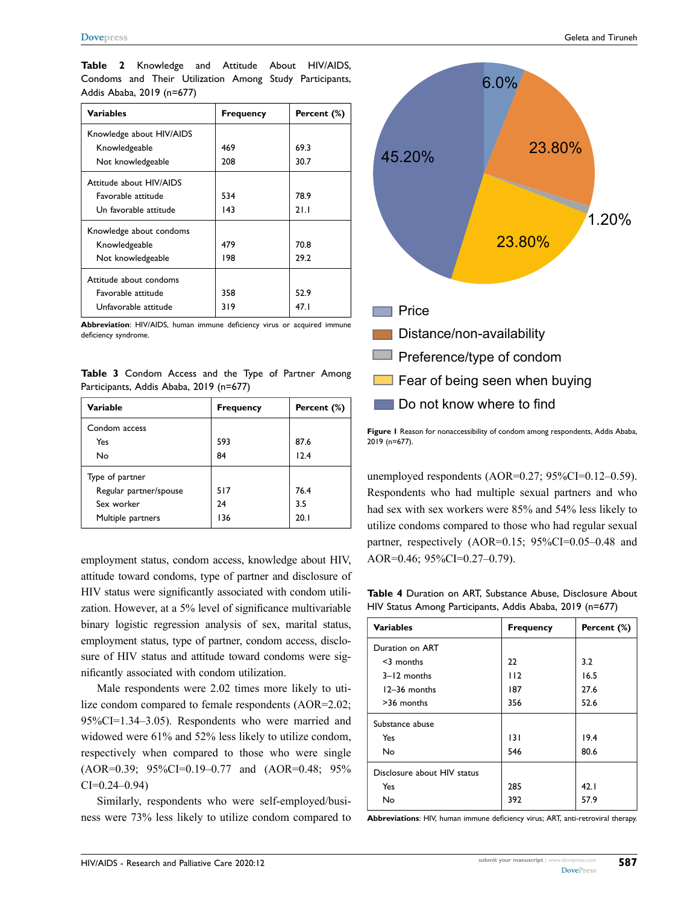**Table 2** Knowledge and Attitude About HIV/AIDS, Condoms and Their Utilization Among Study Participants, Addis Ababa, 2019 (n=677)

| Variables | Frequency | Percent (%) |
|---|---|---|
| Knowledge about HIV/AIDS | | |
| Knowledgeable | 469 | 69.3 |
| Not knowledgeable | 208 | 30.7 |
| Attitude about HIV/AIDS | | |
| Favorable attitude | 534 | 78.9 |
| Un favorable attitude | 143 | 21.1 |
| Knowledge about condoms | | |
| Knowledgeable | 479 | 70.8 |
| Not knowledgeable | 198 | 29.2 |
| Attitude about condoms | | |
| Favorable attitude | 358 | 52.9 |
| Unfavorable attitude | 319 | 47.1 |

**Abbreviation**: HIV/AIDS, human immune deficiency virus or acquired immune deficiency syndrome.

**Table 3** Condom Access and the Type of Partner Among Participants, Addis Ababa, 2019 (n=677)

| Variable | Frequency | Percent (%) |
|---|---|---|
| Condom access | | |
| Yes | 593 | 87.6 |
| No | 84 | 12.4 |
| Type of partner | | |
| Regular partner/spouse | 517 | 76.4 |
| Sex worker | 24 | 3.5 |
| Multiple partners | 136 | 20.1 |

employment status, condom access, knowledge about HIV, attitude toward condoms, type of partner and disclosure of HIV status were significantly associated with condom utilization. However, at a 5% level of significance multivariable binary logistic regression analysis of sex, marital status, employment status, type of partner, condom access, disclosure of HIV status and attitude toward condoms were significantly associated with condom utilization.

Male respondents were 2.02 times more likely to utilize condom compared to female respondents (AOR=2.02; 95%CI=1.34–3.05). Respondents who were married and widowed were 61% and 52% less likely to utilize condom, respectively when compared to those who were single (AOR=0.39; 95%CI=0.19–0.77 and (AOR=0.48; 95% CI=0.24–0.94)

Similarly, respondents who were self-employed/business were 73% less likely to utilize condom compared to unemployed respondents (AOR=0.27; 95%CI=0.12–0.59). Respondents who had multiple sexual partners and who had sex with sex workers were 85% and 54% less likely to utilize condoms compared to those who had regular sexual partner, respectively (AOR=0.15; 95%CI=0.05–0.48 and AOR=0.46; 95%CI=0.27–0.79).

**Figure 1** Reason for nonaccessibility of condom among respondents, Addis Ababa, 2019 (n=677).

**Table 4** Duration on ART, Substance Abuse, Disclosure About HIV Status Among Participants, Addis Ababa, 2019 (n=677)

| Variables | Frequency | Percent (%) |
|---|---|---|
| Duration on ART | | |
| <3 months | 22 | 3.2 |
| 3–12 months | 112 | 16.5 |
| 12–36 months | 187 | 27.6 |
| >36 months | 356 | 52.6 |
| Substance abuse | | |
| Yes | 131 | 19.4 |
| No | 546 | 80.6 |
| Disclosure about HIV status | | |
| Yes | 285 | 42.1 |
| No | 392 | 57.9 |

**Abbreviations**: HIV, human immune deficiency virus; ART, anti-retroviral therapy.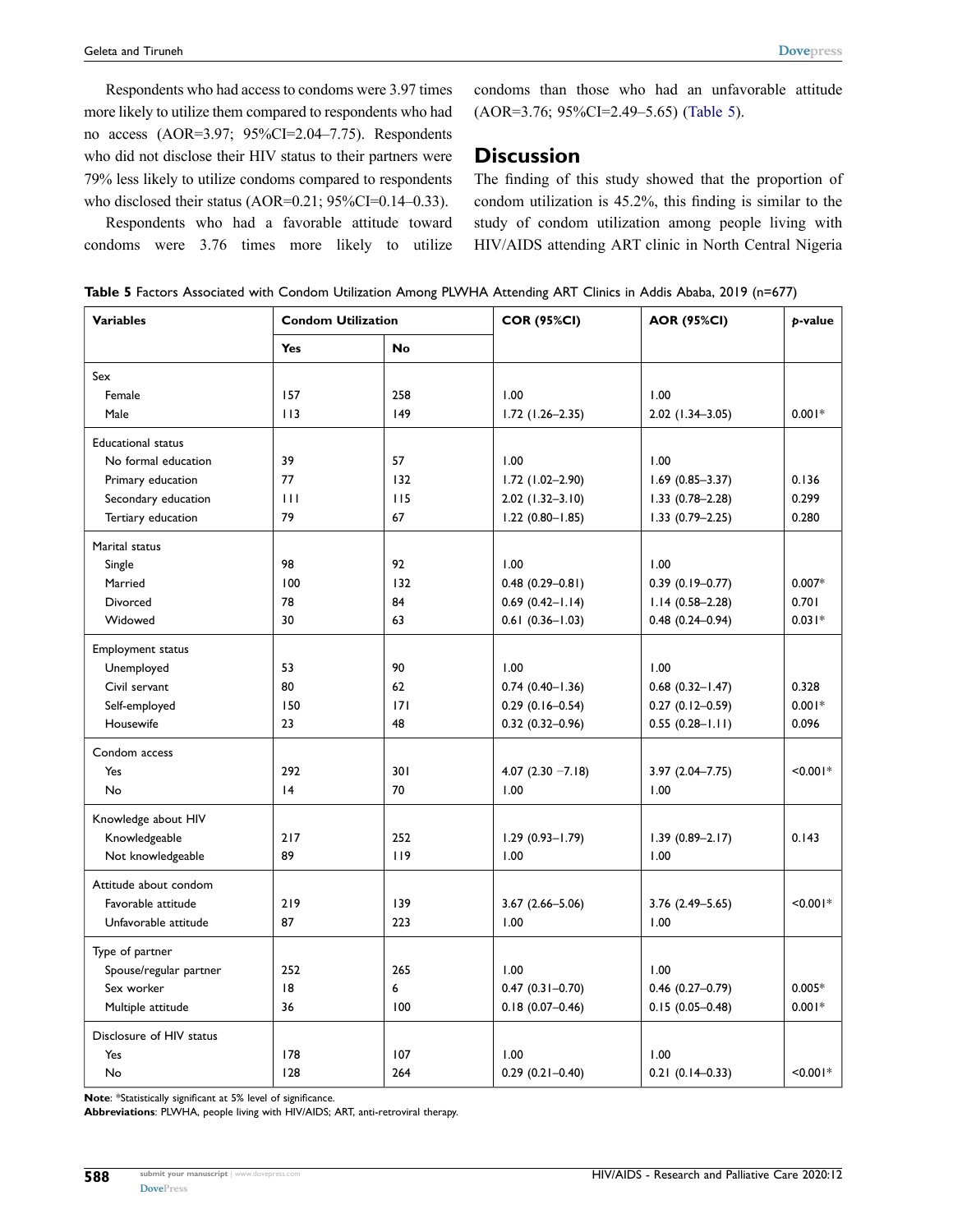Respondents who had access to condoms were 3.97 times more likely to utilize them compared to respondents who had no access (AOR=3.97; 95%CI=2.04–7.75). Respondents who did not disclose their HIV status to their partners were 79% less likely to utilize condoms compared to respondents who disclosed their status (AOR=0.21; 95%CI=0.14–0.33).

Respondents who had a favorable attitude toward condoms were 3.76 times more likely to utilize condoms than those who had an unfavorable attitude (AOR=3.76; 95%CI=2.49–5.65) (Table 5).

## Discussion

The finding of this study showed that the proportion of condom utilization is 45.2%, this finding is similar to the study of condom utilization among people living with HIV/AIDS attending ART clinic in North Central Nigeria

**Table 5** Factors Associated with Condom Utilization Among PLWHA Attending ART Clinics in Addis Ababa, 2019 (n=677)

| Variables | Condom Utilization | | COR (95%CI) | AOR (95%CI) | *p*-value |
|---|---|---|---|---|---|
| | **Yes** | **No** | | | |
| Sex | | | | | |
| Female | 157 | 258 | 1.00 | 1.00 | |
| Male | 113 | 149 | 1.72 (1.26–2.35) | 2.02 (1.34–3.05) | 0.001* |
| Educational status | | | | | |
| No formal education | 39 | 57 | 1.00 | 1.00 | |
| Primary education | 77 | 132 | 1.72 (1.02–2.90) | 1.69 (0.85–3.37) | 0.136 |
| Secondary education | 111 | 115 | 2.02 (1.32–3.10) | 1.33 (0.78–2.28) | 0.299 |
| Tertiary education | 79 | 67 | 1.22 (0.80–1.85) | 1.33 (0.79–2.25) | 0.280 |
| Marital status | | | | | |
| Single | 98 | 92 | 1.00 | 1.00 | |
| Married | 100 | 132 | 0.48 (0.29–0.81) | 0.39 (0.19–0.77) | 0.007* |
| Divorced | 78 | 84 | 0.69 (0.42–1.14) | 1.14 (0.58–2.28) | 0.701 |
| Widowed | 30 | 63 | 0.61 (0.36–1.03) | 0.48 (0.24–0.94) | 0.031* |
| Employment status | | | | | |
| Unemployed | 53 | 90 | 1.00 | 1.00 | |
| Civil servant | 80 | 62 | 0.74 (0.40–1.36) | 0.68 (0.32–1.47) | 0.328 |
| Self-employed | 150 | 171 | 0.29 (0.16–0.54) | 0.27 (0.12–0.59) | 0.001* |
| Housewife | 23 | 48 | 0.32 (0.32–0.96) | 0.55 (0.28–1.11) | 0.096 |
| Condom access | | | | | |
| Yes | 292 | 301 | 4.07 (2.30 −7.18) | 3.97 (2.04–7.75) | <0.001* |
| No | 14 | 70 | 1.00 | 1.00 | |
| Knowledge about HIV | | | | | |
| Knowledgeable | 217 | 252 | 1.29 (0.93–1.79) | 1.39 (0.89–2.17) | 0.143 |
| Not knowledgeable | 89 | 119 | 1.00 | 1.00 | |
| Attitude about condom | | | | | |
| Favorable attitude | 219 | 139 | 3.67 (2.66–5.06) | 3.76 (2.49–5.65) | <0.001* |
| Unfavorable attitude | 87 | 223 | 1.00 | 1.00 | |
| Type of partner | | | | | |
| Spouse/regular partner | 252 | 265 | 1.00 | 1.00 | |
| Sex worker | 18 | 6 | 0.47 (0.31–0.70) | 0.46 (0.27–0.79) | 0.005* |
| Multiple attitude | 36 | 100 | 0.18 (0.07–0.46) | 0.15 (0.05–0.48) | 0.001* |
| Disclosure of HIV status | | | | | |
| Yes | 178 | 107 | 1.00 | 1.00 | |
| No | 128 | 264 | 0.29 (0.21–0.40) | 0.21 (0.14–0.33) | <0.001* |

**Note**: *Statistically significant at 5% level of significance.

**Abbreviations**: PLWHA, people living with HIV/AIDS; ART, anti-retroviral therapy.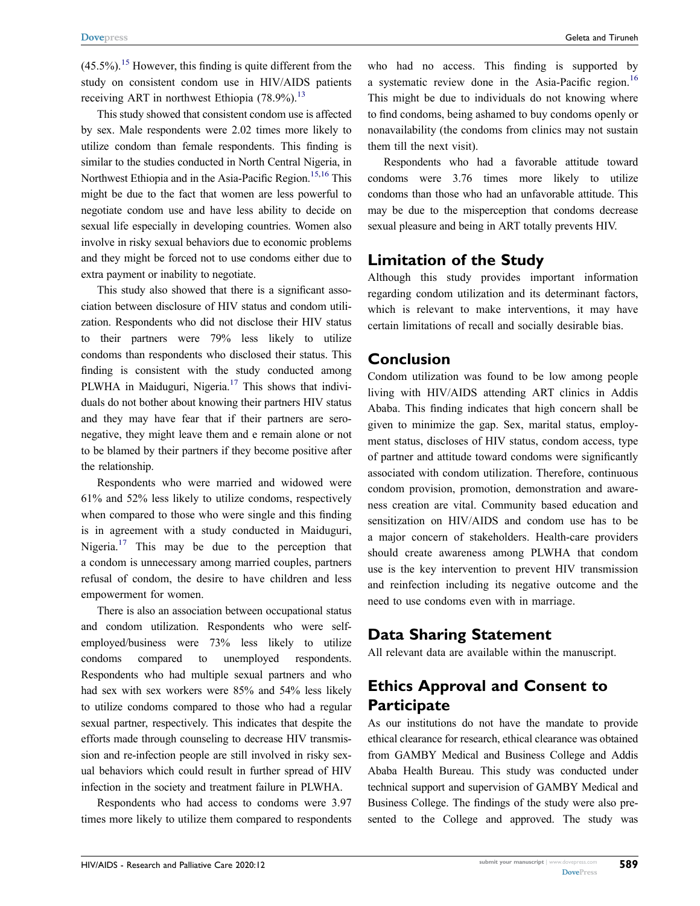(45.5%).[15] However, this finding is quite different from the study on consistent condom use in HIV/AIDS patients receiving ART in northwest Ethiopia (78.9%).[13]

This study showed that consistent condom use is affected by sex. Male respondents were 2.02 times more likely to utilize condom than female respondents. This finding is similar to the studies conducted in North Central Nigeria, in Northwest Ethiopia and in the Asia-Pacific Region.[15,16] This might be due to the fact that women are less powerful to negotiate condom use and have less ability to decide on sexual life especially in developing countries. Women also involve in risky sexual behaviors due to economic problems and they might be forced not to use condoms either due to extra payment or inability to negotiate.

This study also showed that there is a significant association between disclosure of HIV status and condom utilization. Respondents who did not disclose their HIV status to their partners were 79% less likely to utilize condoms than respondents who disclosed their status. This finding is consistent with the study conducted among PLWHA in Maiduguri, Nigeria.[17] This shows that individuals do not bother about knowing their partners HIV status and they may have fear that if their partners are seronegative, they might leave them and e remain alone or not to be blamed by their partners if they become positive after the relationship.

Respondents who were married and widowed were 61% and 52% less likely to utilize condoms, respectively when compared to those who were single and this finding is in agreement with a study conducted in Maiduguri, Nigeria.[17] This may be due to the perception that a condom is unnecessary among married couples, partners refusal of condom, the desire to have children and less empowerment for women.

There is also an association between occupational status and condom utilization. Respondents who were self-employed/business were 73% less likely to utilize condoms compared to unemployed respondents. Respondents who had multiple sexual partners and who had sex with sex workers were 85% and 54% less likely to utilize condoms compared to those who had a regular sexual partner, respectively. This indicates that despite the efforts made through counseling to decrease HIV transmission and re-infection people are still involved in risky sexual behaviors which could result in further spread of HIV infection in the society and treatment failure in PLWHA.

Respondents who had access to condoms were 3.97 times more likely to utilize them compared to respondents who had no access. This finding is supported by a systematic review done in the Asia-Pacific region.[16] This might be due to individuals do not knowing where to find condoms, being ashamed to buy condoms openly or nonavailability (the condoms from clinics may not sustain them till the next visit).

Respondents who had a favorable attitude toward condoms were 3.76 times more likely to utilize condoms than those who had an unfavorable attitude. This may be due to the misperception that condoms decrease sexual pleasure and being in ART totally prevents HIV.

## Limitation of the Study

Although this study provides important information regarding condom utilization and its determinant factors, which is relevant to make interventions, it may have certain limitations of recall and socially desirable bias.

## Conclusion

Condom utilization was found to be low among people living with HIV/AIDS attending ART clinics in Addis Ababa. This finding indicates that high concern shall be given to minimize the gap. Sex, marital status, employment status, discloses of HIV status, condom access, type of partner and attitude toward condoms were significantly associated with condom utilization. Therefore, continuous condom provision, promotion, demonstration and awareness creation are vital. Community based education and sensitization on HIV/AIDS and condom use has to be a major concern of stakeholders. Health-care providers should create awareness among PLWHA that condom use is the key intervention to prevent HIV transmission and reinfection including its negative outcome and the need to use condoms even with in marriage.

## Data Sharing Statement

All relevant data are available within the manuscript.

## Ethics Approval and Consent to Participate

As our institutions do not have the mandate to provide ethical clearance for research, ethical clearance was obtained from GAMBY Medical and Business College and Addis Ababa Health Bureau. This study was conducted under technical support and supervision of GAMBY Medical and Business College. The findings of the study were also presented to the College and approved. The study was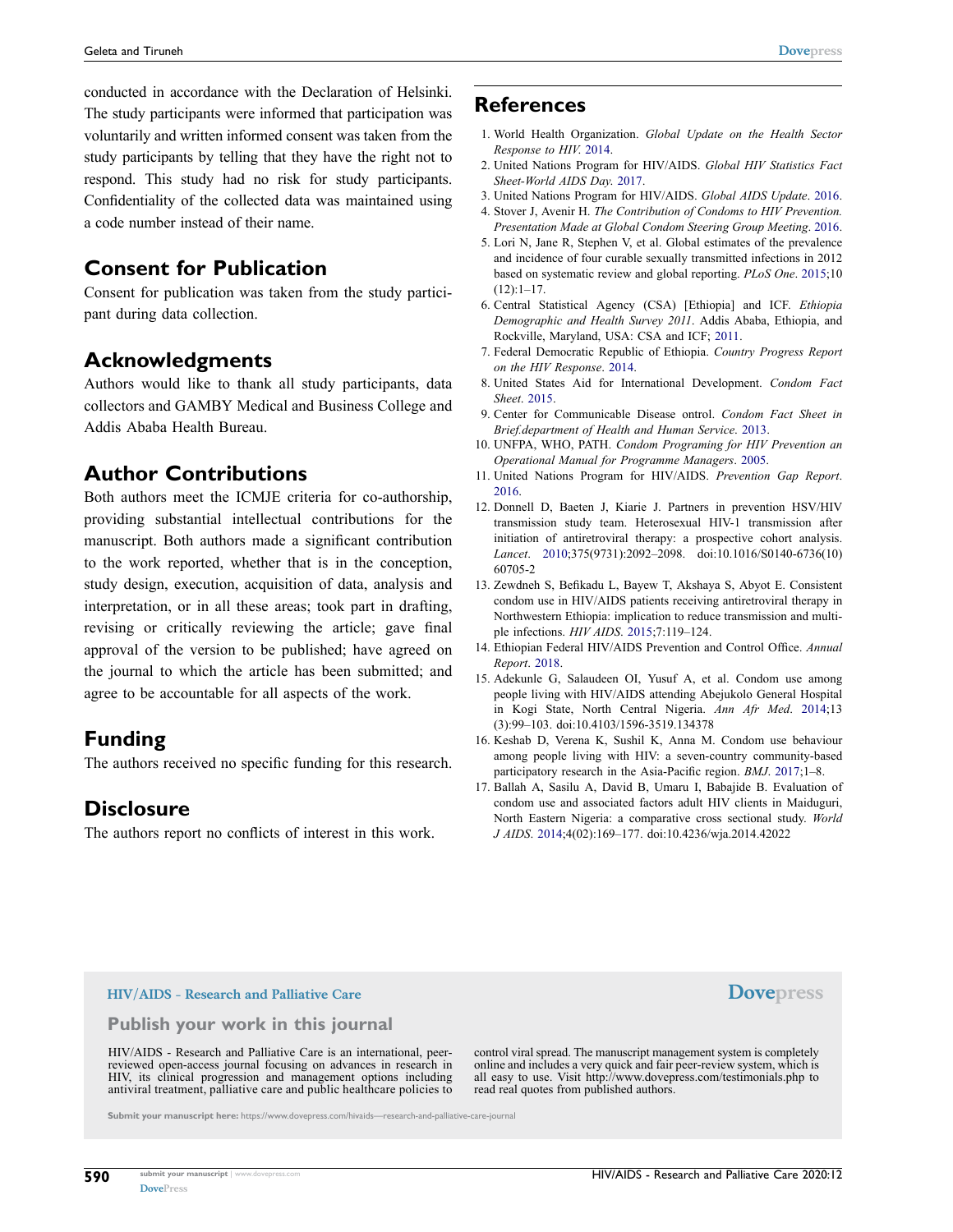conducted in accordance with the Declaration of Helsinki. The study participants were informed that participation was voluntarily and written informed consent was taken from the study participants by telling that they have the right not to respond. This study had no risk for study participants. Confidentiality of the collected data was maintained using a code number instead of their name.

## Consent for Publication

Consent for publication was taken from the study participant during data collection.

## Acknowledgments

Authors would like to thank all study participants, data collectors and GAMBY Medical and Business College and Addis Ababa Health Bureau.

## Author Contributions

Both authors meet the ICMJE criteria for co-authorship, providing substantial intellectual contributions for the manuscript. Both authors made a significant contribution to the work reported, whether that is in the conception, study design, execution, acquisition of data, analysis and interpretation, or in all these areas; took part in drafting, revising or critically reviewing the article; gave final approval of the version to be published; have agreed on the journal to which the article has been submitted; and agree to be accountable for all aspects of the work.

## Funding

The authors received no specific funding for this research.

## Disclosure

The authors report no conflicts of interest in this work.

## References

1. World Health Organization. *Global Update on the Health Sector Response to HIV*. 2014.
2. United Nations Program for HIV/AIDS. *Global HIV Statistics Fact Sheet-World AIDS Day*. 2017.
3. United Nations Program for HIV/AIDS. *Global AIDS Update*. 2016.
4. Stover J, Avenir H. *The Contribution of Condoms to HIV Prevention. Presentation Made at Global Condom Steering Group Meeting*. 2016.
5. Lori N, Jane R, Stephen V, et al. Global estimates of the prevalence and incidence of four curable sexually transmitted infections in 2012 based on systematic review and global reporting. *PLoS One*. 2015;10 (12):1–17.
6. Central Statistical Agency (CSA) [Ethiopia] and ICF. *Ethiopia Demographic and Health Survey 2011*. Addis Ababa, Ethiopia, and Rockville, Maryland, USA: CSA and ICF; 2011.
7. Federal Democratic Republic of Ethiopia. *Country Progress Report on the HIV Response*. 2014.
8. United States Aid for International Development. *Condom Fact Sheet*. 2015.
9. Center for Communicable Disease ontrol. *Condom Fact Sheet in Brief.department of Health and Human Service*. 2013.
10. UNFPA, WHO, PATH. *Condom Programing for HIV Prevention an Operational Manual for Programme Managers*. 2005.
11. United Nations Program for HIV/AIDS. *Prevention Gap Report*. 2016.
12. Donnell D, Baeten J, Kiarie J. Partners in prevention HSV/HIV transmission study team. Heterosexual HIV-1 transmission after initiation of antiretroviral therapy: a prospective cohort analysis. *Lancet*. 2010;375(9731):2092–2098. doi:10.1016/S0140-6736(10) 60705-2
13. Zewdneh S, Befikadu L, Bayew T, Akshaya S, Abyot E. Consistent condom use in HIV/AIDS patients receiving antiretroviral therapy in Northwestern Ethiopia: implication to reduce transmission and multiple infections. *HIV AIDS*. 2015;7:119–124.
14. Ethiopian Federal HIV/AIDS Prevention and Control Office. *Annual Report*. 2018.
15. Adekunle G, Salaudeen OI, Yusuf A, et al. Condom use among people living with HIV/AIDS attending Abejukolo General Hospital in Kogi State, North Central Nigeria. *Ann Afr Med*. 2014;13 (3):99–103. doi:10.4103/1596-3519.134378
16. Keshab D, Verena K, Sushil K, Anna M. Condom use behaviour among people living with HIV: a seven-country community-based participatory research in the Asia-Pacific region. *BMJ*. 2017;1–8.
17. Ballah A, Sasilu A, David B, Umaru I, Babajide B. Evaluation of condom use and associated factors adult HIV clients in Maiduguri, North Eastern Nigeria: a comparative cross sectional study. *World J AIDS*. 2014;4(02):169–177. doi:10.4236/wja.2014.42022

**HIV/AIDS - Research and Palliative Care**

**Publish your work in this journal**

HIV/AIDS - Research and Palliative Care is an international, peer-reviewed open-access journal focusing on advances in research in HIV, its clinical progression and management options including antiviral treatment, palliative care and public healthcare policies to control viral spread. The manuscript management system is completely online and includes a very quick and fair peer-review system, which is all easy to use. Visit http://www.dovepress.com/testimonials.php to read real quotes from published authors.

**Submit your manuscript here:** https://www.dovepress.com/hivaids—research-and-palliative-care-journal